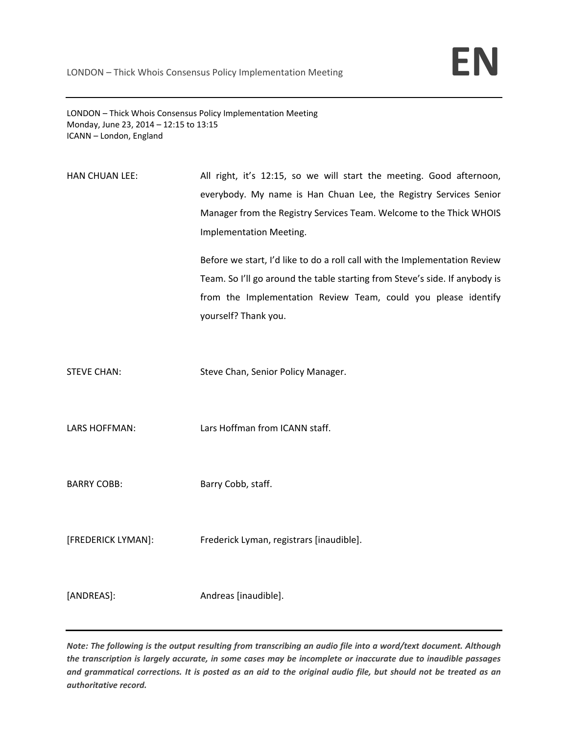LONDON – Thick Whois Consensus Policy Implementation Meeting
Monday, June 23, 2014 – 12:15 to 13:15
ICANN – London, England

HAN CHUAN LEE: All right, it's 12:15, so we will start the meeting. Good afternoon, everybody. My name is Han Chuan Lee, the Registry Services Senior Manager from the Registry Services Team. Welcome to the Thick WHOIS Implementation Meeting.

Before we start, I'd like to do a roll call with the Implementation Review Team. So I'll go around the table starting from Steve's side. If anybody is from the Implementation Review Team, could you please identify yourself? Thank you.

STEVE CHAN: Steve Chan, Senior Policy Manager.

LARS HOFFMAN: Lars Hoffman from ICANN staff.

BARRY COBB: Barry Cobb, staff.

[FREDERICK LYMAN]: Frederick Lyman, registrars [inaudible].

[ANDREAS]: Andreas [inaudible].

***Note: The following is the output resulting from transcribing an audio file into a word/text document. Although the transcription is largely accurate, in some cases may be incomplete or inaccurate due to inaudible passages and grammatical corrections. It is posted as an aid to the original audio file, but should not be treated as an authoritative record.***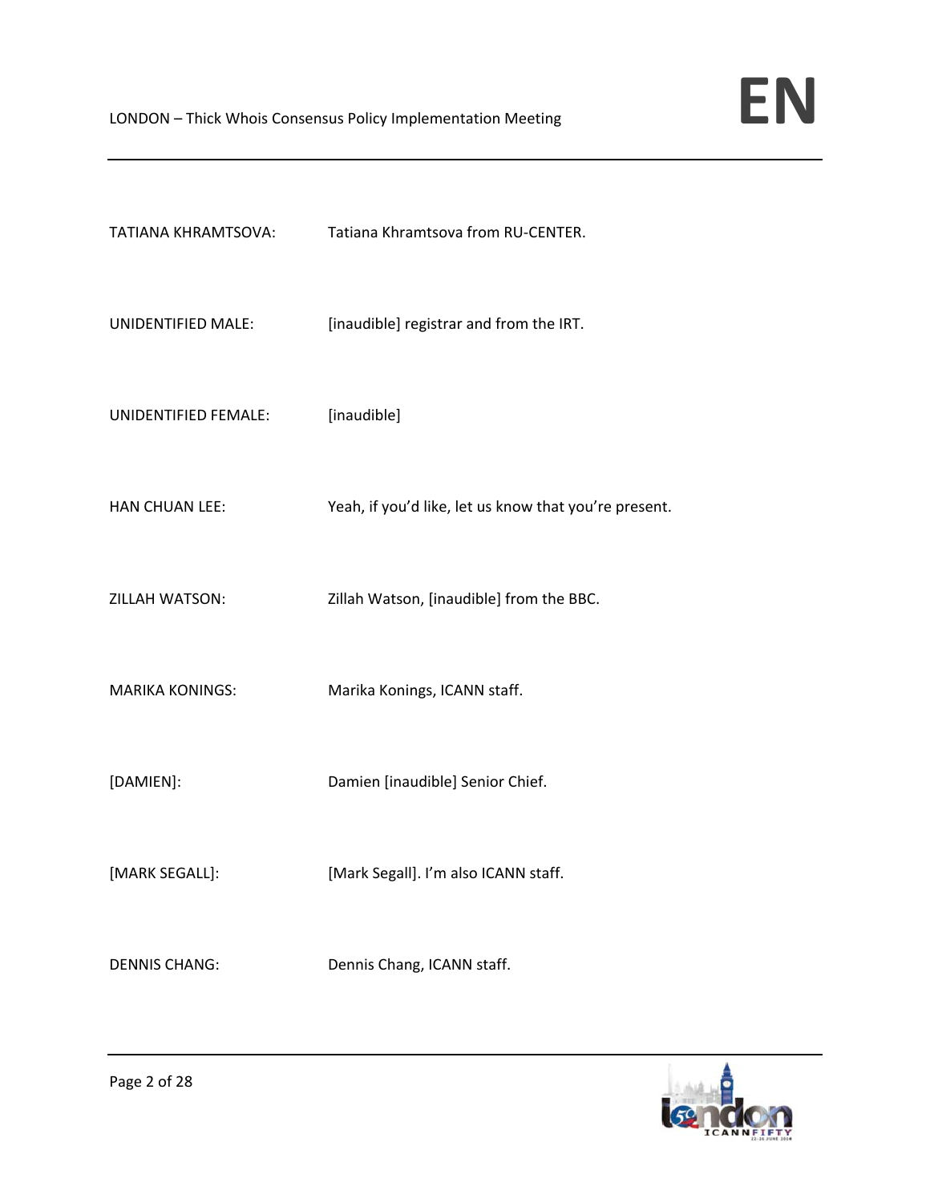TATIANA KHRAMTSOVA: Tatiana Khramtsova from RU-CENTER.

UNIDENTIFIED MALE: [inaudible] registrar and from the IRT.

UNIDENTIFIED FEMALE: [inaudible]

HAN CHUAN LEE: Yeah, if you'd like, let us know that you're present.

ZILLAH WATSON: Zillah Watson, [inaudible] from the BBC.

MARIKA KONINGS: Marika Konings, ICANN staff.

[DAMIEN]: Damien [inaudible] Senior Chief.

[MARK SEGALL]: [Mark Segall]. I'm also ICANN staff.

DENNIS CHANG: Dennis Chang, ICANN staff.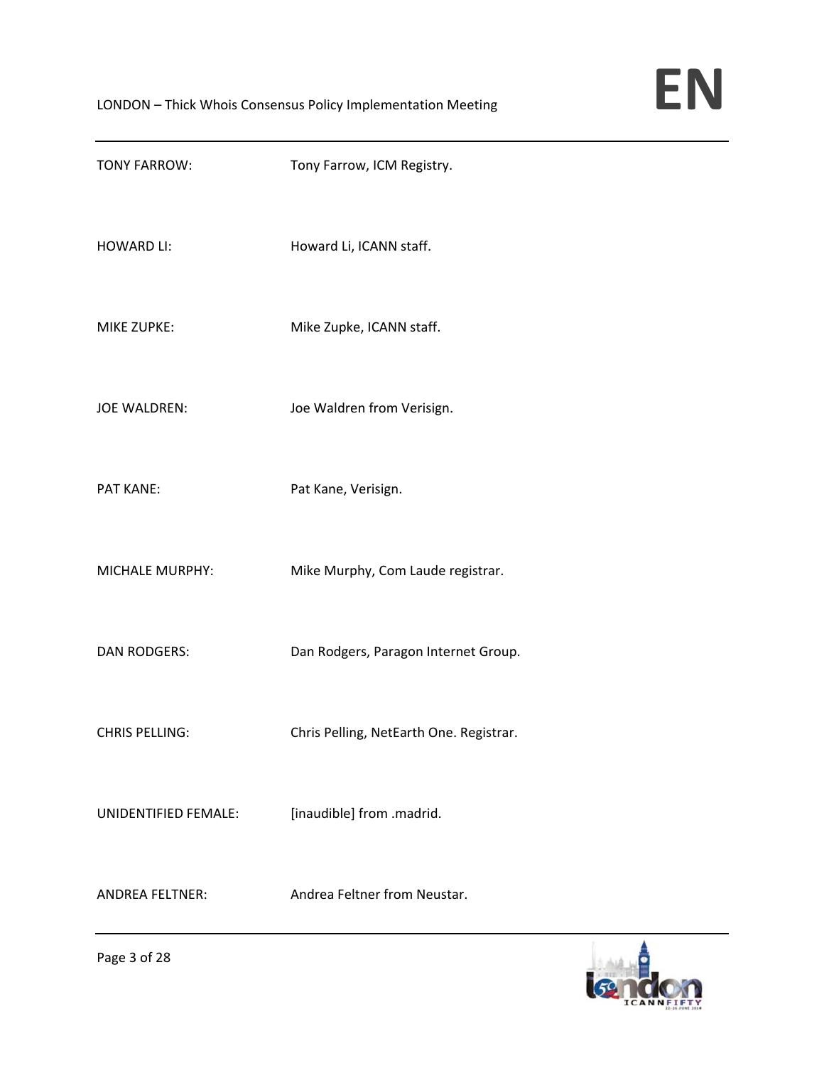TONY FARROW: Tony Farrow, ICM Registry.

HOWARD LI: Howard Li, ICANN staff.

MIKE ZUPKE: Mike Zupke, ICANN staff.

JOE WALDREN: Joe Waldren from Verisign.

PAT KANE: Pat Kane, Verisign.

MICHALE MURPHY: Mike Murphy, Com Laude registrar.

DAN RODGERS: Dan Rodgers, Paragon Internet Group.

CHRIS PELLING: Chris Pelling, NetEarth One. Registrar.

UNIDENTIFIED FEMALE: [inaudible] from .madrid.

ANDREA FELTNER: Andrea Feltner from Neustar.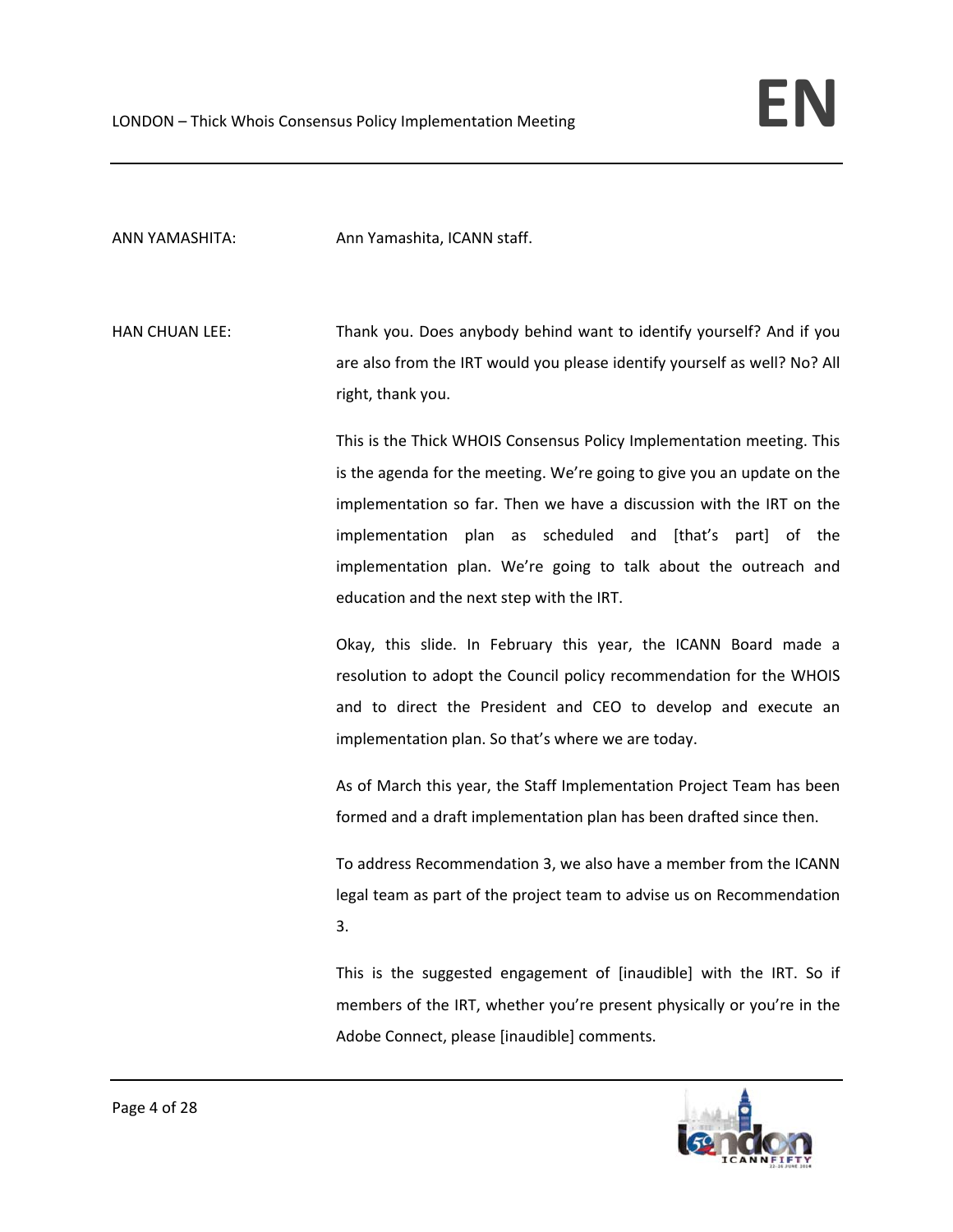ANN YAMASHITA: Ann Yamashita, ICANN staff.

HAN CHUAN LEE: Thank you. Does anybody behind want to identify yourself? And if you are also from the IRT would you please identify yourself as well? No? All right, thank you.

This is the Thick WHOIS Consensus Policy Implementation meeting. This is the agenda for the meeting. We're going to give you an update on the implementation so far. Then we have a discussion with the IRT on the implementation plan as scheduled and [that's part] of the implementation plan. We're going to talk about the outreach and education and the next step with the IRT.

Okay, this slide. In February this year, the ICANN Board made a resolution to adopt the Council policy recommendation for the WHOIS and to direct the President and CEO to develop and execute an implementation plan. So that's where we are today.

As of March this year, the Staff Implementation Project Team has been formed and a draft implementation plan has been drafted since then.

To address Recommendation 3, we also have a member from the ICANN legal team as part of the project team to advise us on Recommendation 3.

This is the suggested engagement of [inaudible] with the IRT. So if members of the IRT, whether you're present physically or you're in the Adobe Connect, please [inaudible] comments.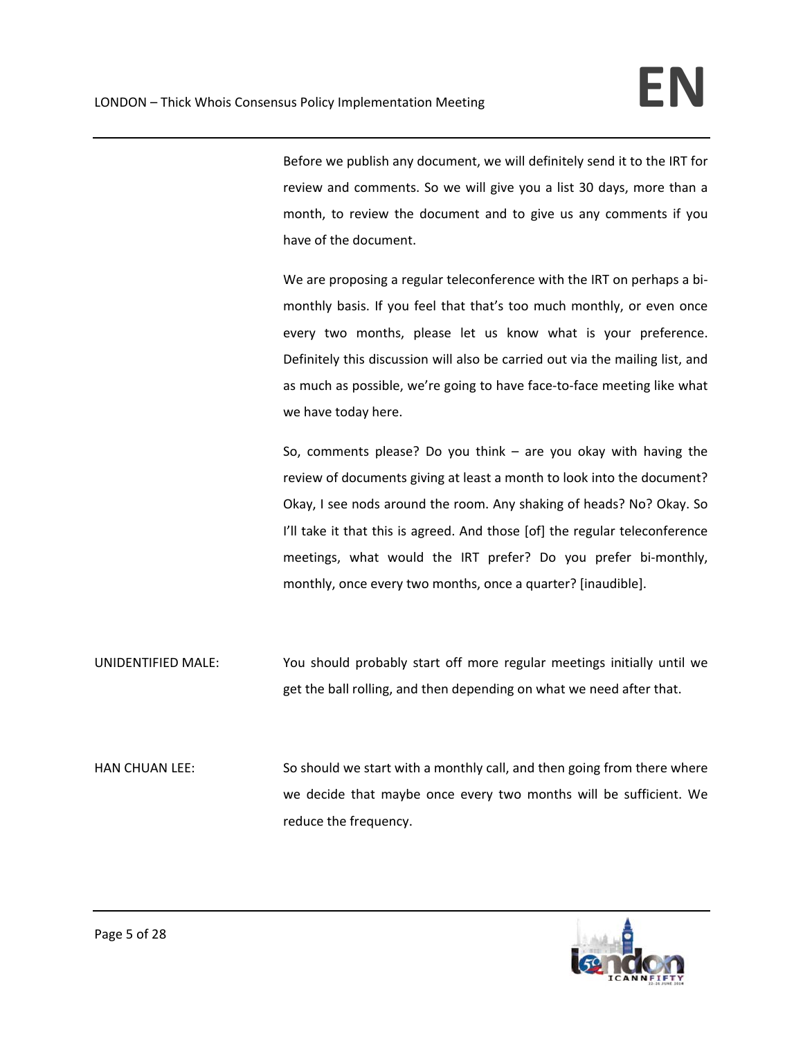Before we publish any document, we will definitely send it to the IRT for review and comments. So we will give you a list 30 days, more than a month, to review the document and to give us any comments if you have of the document.

We are proposing a regular teleconference with the IRT on perhaps a bi-monthly basis. If you feel that that's too much monthly, or even once every two months, please let us know what is your preference. Definitely this discussion will also be carried out via the mailing list, and as much as possible, we're going to have face-to-face meeting like what we have today here.

So, comments please? Do you think – are you okay with having the review of documents giving at least a month to look into the document? Okay, I see nods around the room. Any shaking of heads? No? Okay. So I'll take it that this is agreed. And those [of] the regular teleconference meetings, what would the IRT prefer? Do you prefer bi-monthly, monthly, once every two months, once a quarter? [inaudible].

UNIDENTIFIED MALE: You should probably start off more regular meetings initially until we get the ball rolling, and then depending on what we need after that.

HAN CHUAN LEE: So should we start with a monthly call, and then going from there where we decide that maybe once every two months will be sufficient. We reduce the frequency.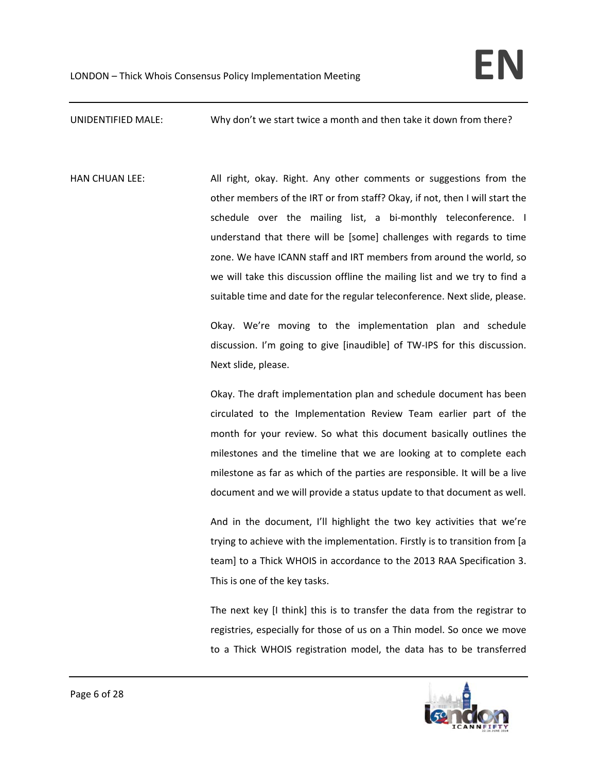UNIDENTIFIED MALE: Why don't we start twice a month and then take it down from there?

HAN CHUAN LEE: All right, okay. Right. Any other comments or suggestions from the other members of the IRT or from staff? Okay, if not, then I will start the schedule over the mailing list, a bi-monthly teleconference. I understand that there will be [some] challenges with regards to time zone. We have ICANN staff and IRT members from around the world, so we will take this discussion offline the mailing list and we try to find a suitable time and date for the regular teleconference. Next slide, please.

Okay. We're moving to the implementation plan and schedule discussion. I'm going to give [inaudible] of TW-IPS for this discussion. Next slide, please.

Okay. The draft implementation plan and schedule document has been circulated to the Implementation Review Team earlier part of the month for your review. So what this document basically outlines the milestones and the timeline that we are looking at to complete each milestone as far as which of the parties are responsible. It will be a live document and we will provide a status update to that document as well.

And in the document, I'll highlight the two key activities that we're trying to achieve with the implementation. Firstly is to transition from [a team] to a Thick WHOIS in accordance to the 2013 RAA Specification 3. This is one of the key tasks.

The next key [I think] this is to transfer the data from the registrar to registries, especially for those of us on a Thin model. So once we move to a Thick WHOIS registration model, the data has to be transferred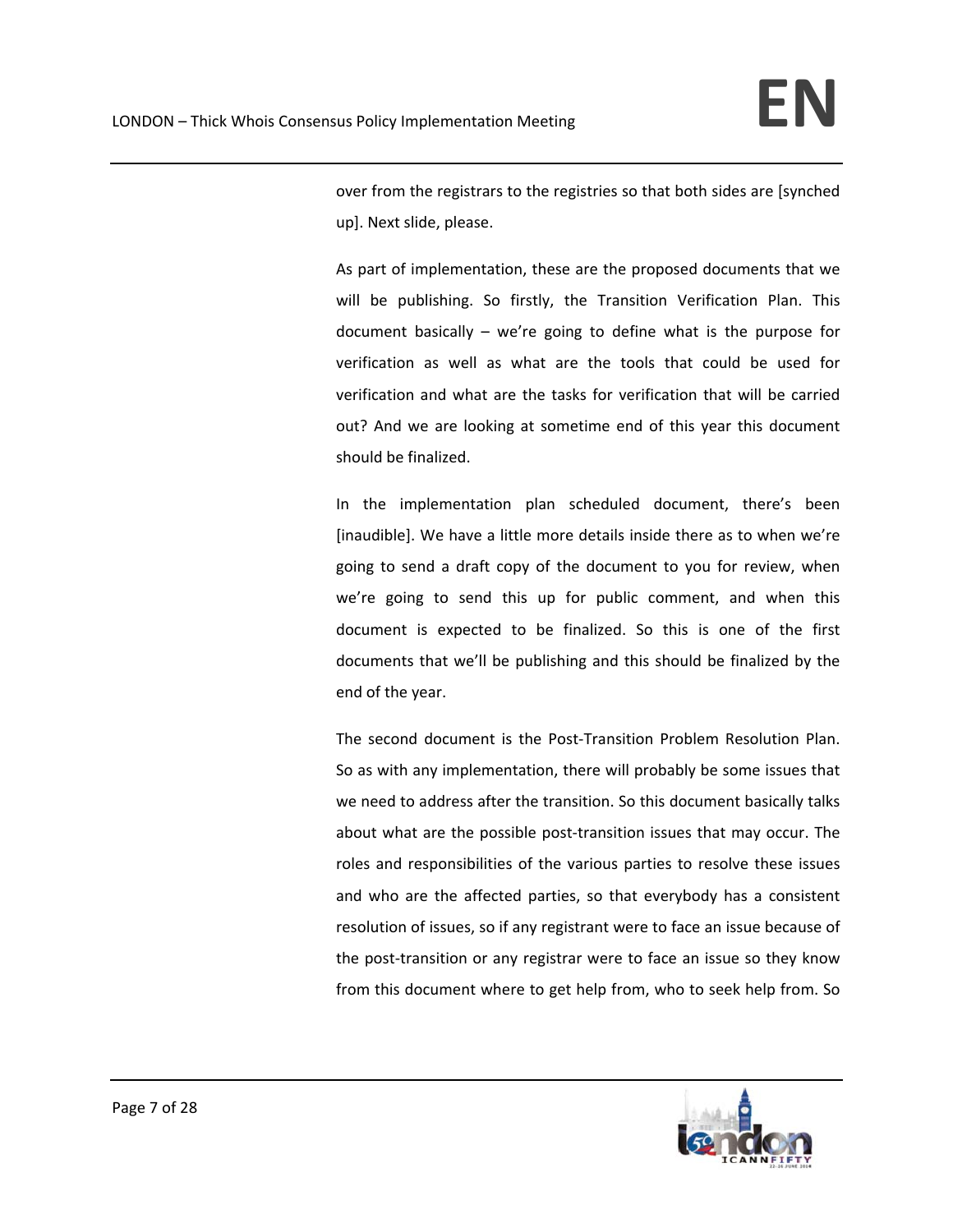over from the registrars to the registries so that both sides are [synched up]. Next slide, please.

As part of implementation, these are the proposed documents that we will be publishing. So firstly, the Transition Verification Plan. This document basically – we're going to define what is the purpose for verification as well as what are the tools that could be used for verification and what are the tasks for verification that will be carried out? And we are looking at sometime end of this year this document should be finalized.

In the implementation plan scheduled document, there's been [inaudible]. We have a little more details inside there as to when we're going to send a draft copy of the document to you for review, when we're going to send this up for public comment, and when this document is expected to be finalized. So this is one of the first documents that we'll be publishing and this should be finalized by the end of the year.

The second document is the Post-Transition Problem Resolution Plan. So as with any implementation, there will probably be some issues that we need to address after the transition. So this document basically talks about what are the possible post-transition issues that may occur. The roles and responsibilities of the various parties to resolve these issues and who are the affected parties, so that everybody has a consistent resolution of issues, so if any registrant were to face an issue because of the post-transition or any registrar were to face an issue so they know from this document where to get help from, who to seek help from. So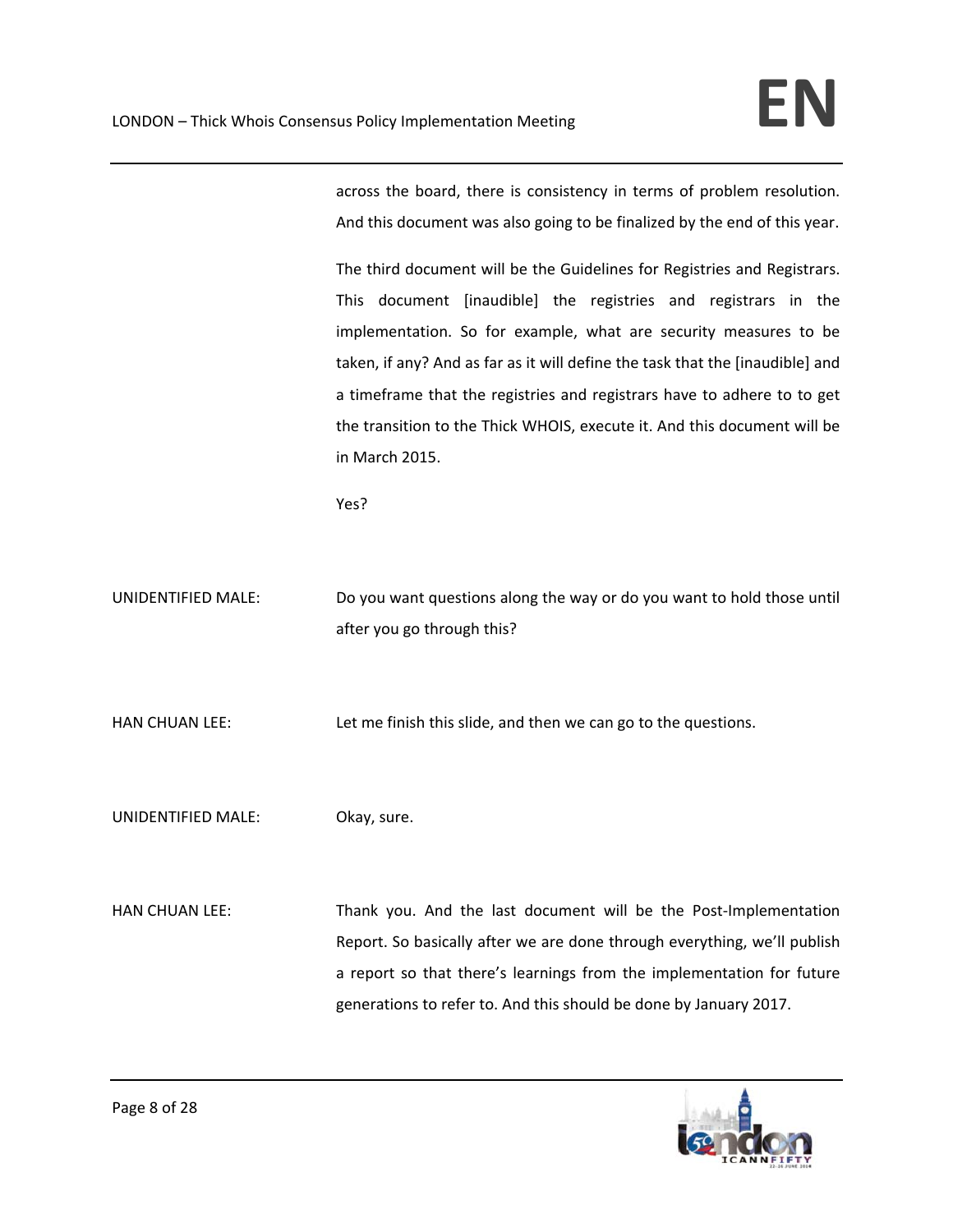across the board, there is consistency in terms of problem resolution. And this document was also going to be finalized by the end of this year.

The third document will be the Guidelines for Registries and Registrars. This document [inaudible] the registries and registrars in the implementation. So for example, what are security measures to be taken, if any? And as far as it will define the task that the [inaudible] and a timeframe that the registries and registrars have to adhere to to get the transition to the Thick WHOIS, execute it. And this document will be in March 2015.

Yes?

UNIDENTIFIED MALE: Do you want questions along the way or do you want to hold those until after you go through this?

HAN CHUAN LEE: Let me finish this slide, and then we can go to the questions.

UNIDENTIFIED MALE: Okay, sure.

HAN CHUAN LEE: Thank you. And the last document will be the Post-Implementation Report. So basically after we are done through everything, we'll publish a report so that there's learnings from the implementation for future generations to refer to. And this should be done by January 2017.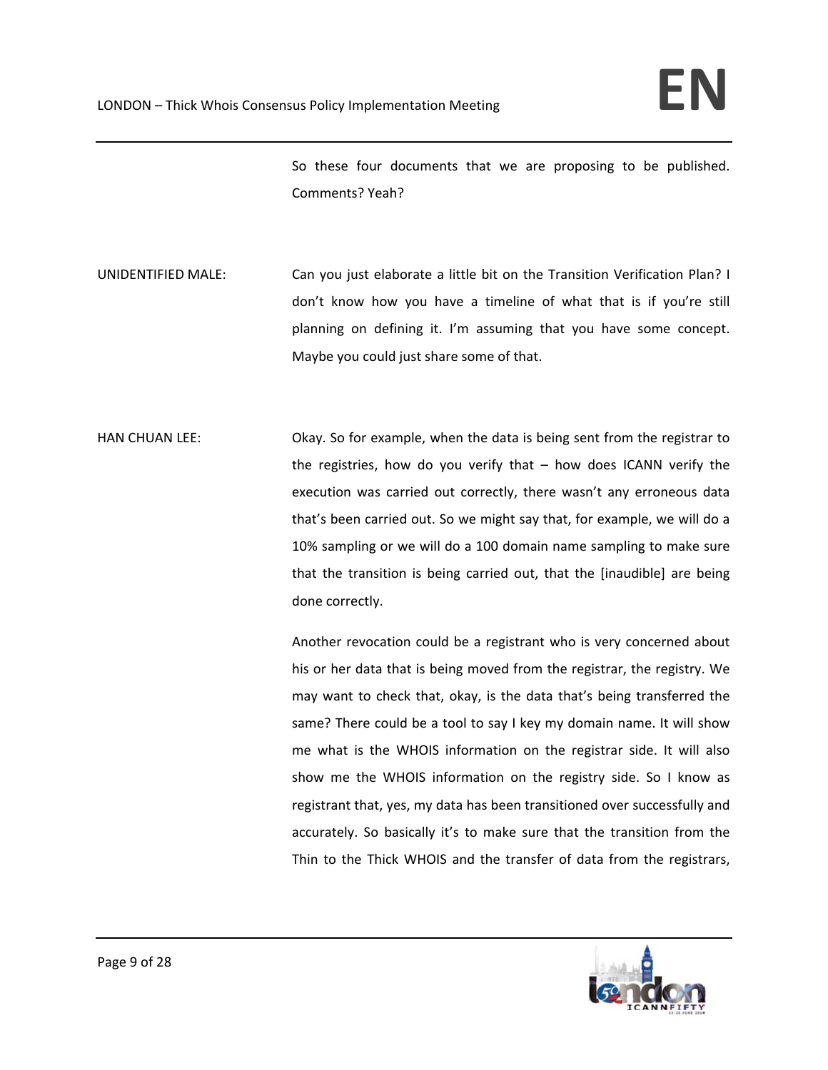So these four documents that we are proposing to be published. Comments? Yeah?

UNIDENTIFIED MALE: Can you just elaborate a little bit on the Transition Verification Plan? I don't know how you have a timeline of what that is if you're still planning on defining it. I'm assuming that you have some concept. Maybe you could just share some of that.

HAN CHUAN LEE: Okay. So for example, when the data is being sent from the registrar to the registries, how do you verify that – how does ICANN verify the execution was carried out correctly, there wasn't any erroneous data that's been carried out. So we might say that, for example, we will do a 10% sampling or we will do a 100 domain name sampling to make sure that the transition is being carried out, that the [inaudible] are being done correctly.

Another revocation could be a registrant who is very concerned about his or her data that is being moved from the registrar, the registry. We may want to check that, okay, is the data that's being transferred the same? There could be a tool to say I key my domain name. It will show me what is the WHOIS information on the registrar side. It will also show me the WHOIS information on the registry side. So I know as registrant that, yes, my data has been transitioned over successfully and accurately. So basically it's to make sure that the transition from the Thin to the Thick WHOIS and the transfer of data from the registrars,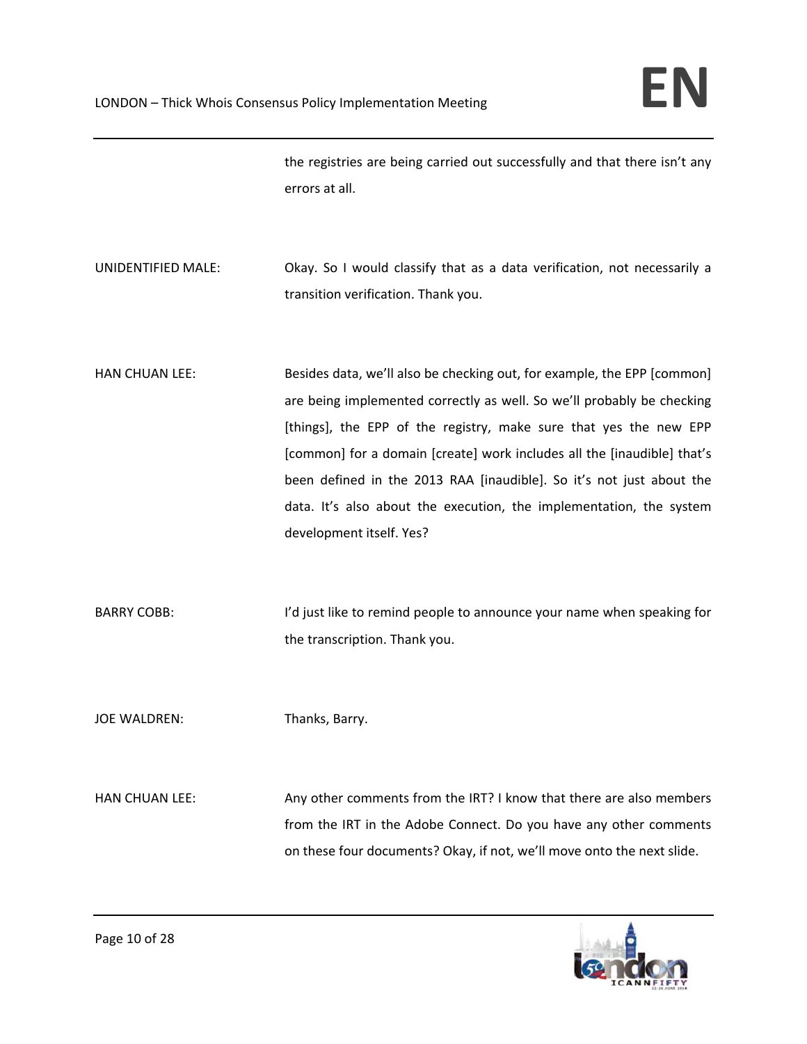the registries are being carried out successfully and that there isn't any errors at all.

UNIDENTIFIED MALE: Okay. So I would classify that as a data verification, not necessarily a transition verification. Thank you.

HAN CHUAN LEE: Besides data, we'll also be checking out, for example, the EPP [common] are being implemented correctly as well. So we'll probably be checking [things], the EPP of the registry, make sure that yes the new EPP [common] for a domain [create] work includes all the [inaudible] that's been defined in the 2013 RAA [inaudible]. So it's not just about the data. It's also about the execution, the implementation, the system development itself. Yes?

BARRY COBB: I'd just like to remind people to announce your name when speaking for the transcription. Thank you.

JOE WALDREN: Thanks, Barry.

HAN CHUAN LEE: Any other comments from the IRT? I know that there are also members from the IRT in the Adobe Connect. Do you have any other comments on these four documents? Okay, if not, we'll move onto the next slide.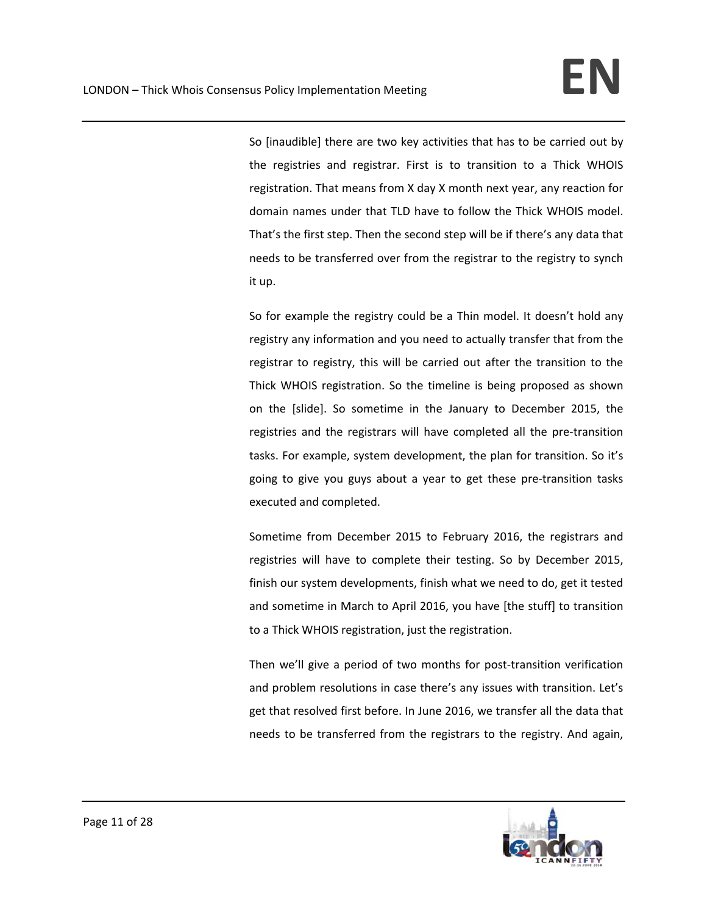So [inaudible] there are two key activities that has to be carried out by the registries and registrar. First is to transition to a Thick WHOIS registration. That means from X day X month next year, any reaction for domain names under that TLD have to follow the Thick WHOIS model. That's the first step. Then the second step will be if there's any data that needs to be transferred over from the registrar to the registry to synch it up.

So for example the registry could be a Thin model. It doesn't hold any registry any information and you need to actually transfer that from the registrar to registry, this will be carried out after the transition to the Thick WHOIS registration. So the timeline is being proposed as shown on the [slide]. So sometime in the January to December 2015, the registries and the registrars will have completed all the pre-transition tasks. For example, system development, the plan for transition. So it's going to give you guys about a year to get these pre-transition tasks executed and completed.

Sometime from December 2015 to February 2016, the registrars and registries will have to complete their testing. So by December 2015, finish our system developments, finish what we need to do, get it tested and sometime in March to April 2016, you have [the stuff] to transition to a Thick WHOIS registration, just the registration.

Then we'll give a period of two months for post-transition verification and problem resolutions in case there's any issues with transition. Let's get that resolved first before. In June 2016, we transfer all the data that needs to be transferred from the registrars to the registry. And again,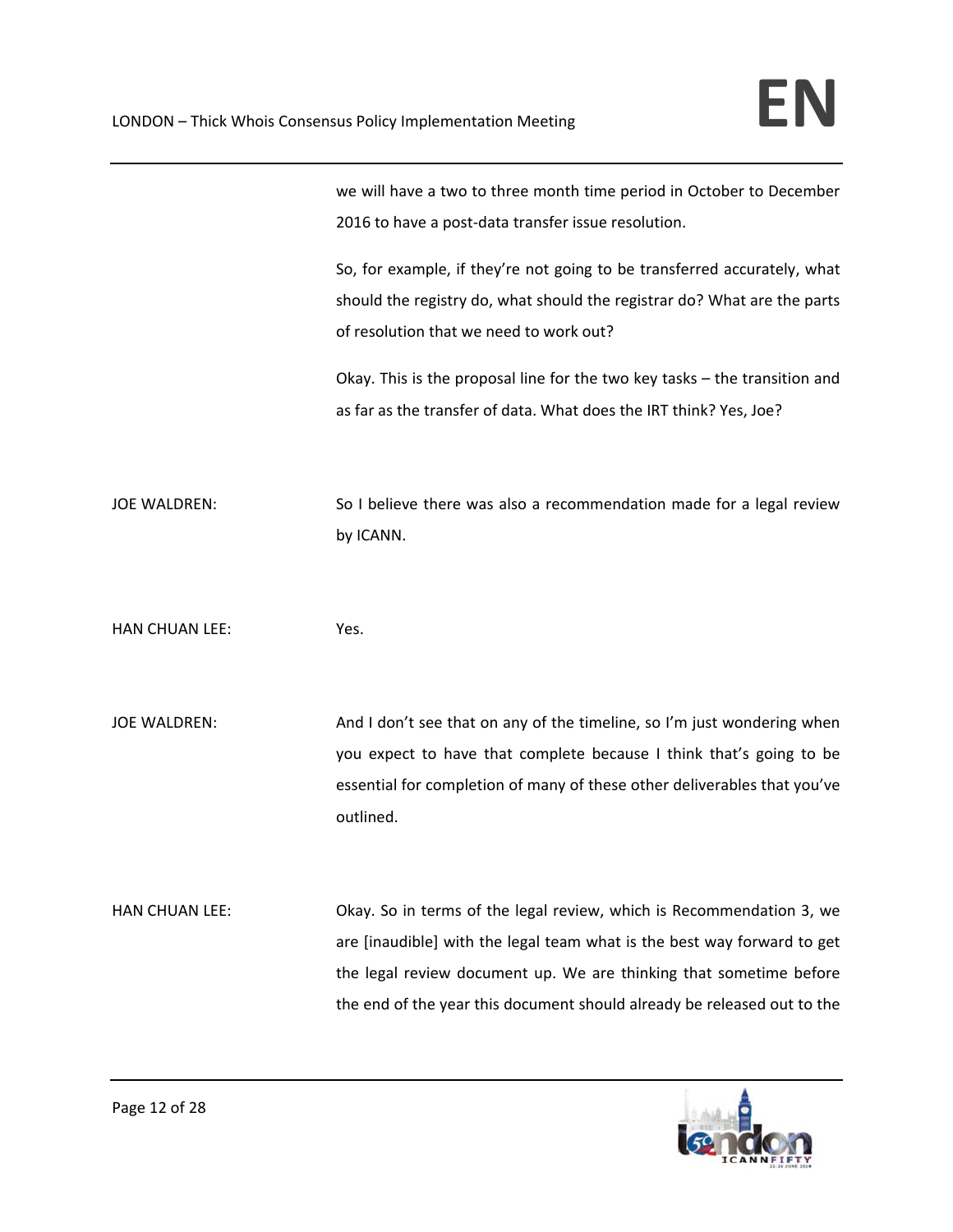we will have a two to three month time period in October to December 2016 to have a post-data transfer issue resolution.

So, for example, if they're not going to be transferred accurately, what should the registry do, what should the registrar do? What are the parts of resolution that we need to work out?

Okay. This is the proposal line for the two key tasks – the transition and as far as the transfer of data. What does the IRT think? Yes, Joe?

JOE WALDREN: So I believe there was also a recommendation made for a legal review by ICANN.

HAN CHUAN LEE: Yes.

JOE WALDREN: And I don't see that on any of the timeline, so I'm just wondering when you expect to have that complete because I think that's going to be essential for completion of many of these other deliverables that you've outlined.

HAN CHUAN LEE: Okay. So in terms of the legal review, which is Recommendation 3, we are [inaudible] with the legal team what is the best way forward to get the legal review document up. We are thinking that sometime before the end of the year this document should already be released out to the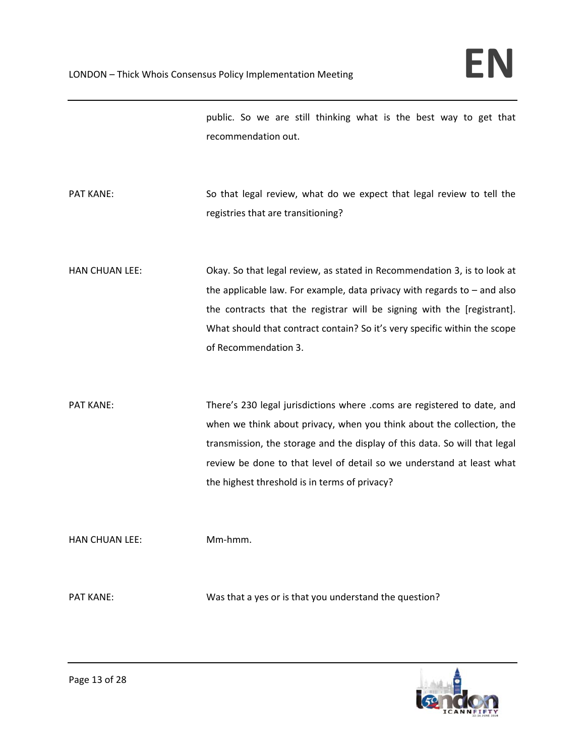public. So we are still thinking what is the best way to get that recommendation out.

PAT KANE: So that legal review, what do we expect that legal review to tell the registries that are transitioning?

HAN CHUAN LEE: Okay. So that legal review, as stated in Recommendation 3, is to look at the applicable law. For example, data privacy with regards to – and also the contracts that the registrar will be signing with the [registrant]. What should that contract contain? So it's very specific within the scope of Recommendation 3.

PAT KANE: There's 230 legal jurisdictions where .coms are registered to date, and when we think about privacy, when you think about the collection, the transmission, the storage and the display of this data. So will that legal review be done to that level of detail so we understand at least what the highest threshold is in terms of privacy?

HAN CHUAN LEE: Mm-hmm.

PAT KANE: Was that a yes or is that you understand the question?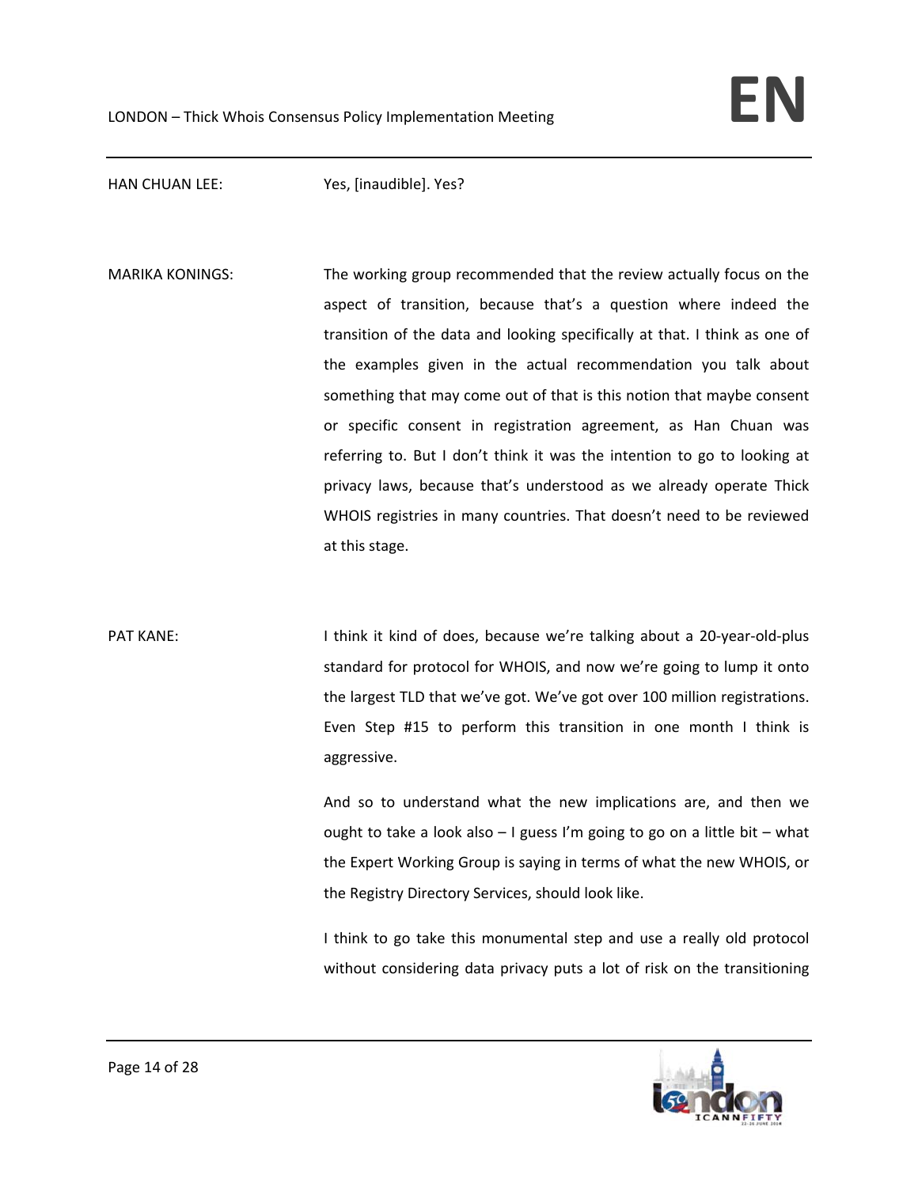HAN CHUAN LEE: Yes, [inaudible]. Yes?

MARIKA KONINGS: The working group recommended that the review actually focus on the aspect of transition, because that's a question where indeed the transition of the data and looking specifically at that. I think as one of the examples given in the actual recommendation you talk about something that may come out of that is this notion that maybe consent or specific consent in registration agreement, as Han Chuan was referring to. But I don't think it was the intention to go to looking at privacy laws, because that's understood as we already operate Thick WHOIS registries in many countries. That doesn't need to be reviewed at this stage.

PAT KANE: I think it kind of does, because we're talking about a 20-year-old-plus standard for protocol for WHOIS, and now we're going to lump it onto the largest TLD that we've got. We've got over 100 million registrations. Even Step #15 to perform this transition in one month I think is aggressive.

And so to understand what the new implications are, and then we ought to take a look also – I guess I'm going to go on a little bit – what the Expert Working Group is saying in terms of what the new WHOIS, or the Registry Directory Services, should look like.

I think to go take this monumental step and use a really old protocol without considering data privacy puts a lot of risk on the transitioning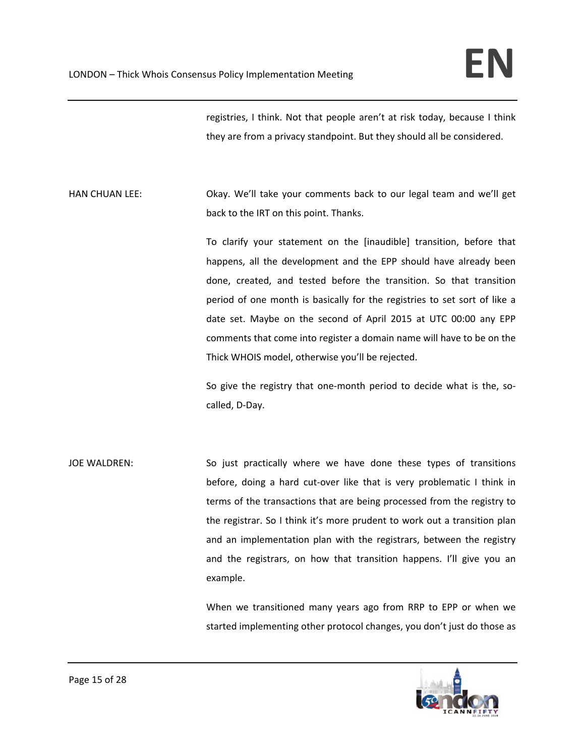registries, I think. Not that people aren't at risk today, because I think they are from a privacy standpoint. But they should all be considered.

HAN CHUAN LEE: Okay. We'll take your comments back to our legal team and we'll get back to the IRT on this point. Thanks.

To clarify your statement on the [inaudible] transition, before that happens, all the development and the EPP should have already been done, created, and tested before the transition. So that transition period of one month is basically for the registries to set sort of like a date set. Maybe on the second of April 2015 at UTC 00:00 any EPP comments that come into register a domain name will have to be on the Thick WHOIS model, otherwise you'll be rejected.

So give the registry that one-month period to decide what is the, so-called, D-Day.

JOE WALDREN: So just practically where we have done these types of transitions before, doing a hard cut-over like that is very problematic I think in terms of the transactions that are being processed from the registry to the registrar. So I think it's more prudent to work out a transition plan and an implementation plan with the registrars, between the registry and the registrars, on how that transition happens. I'll give you an example.

When we transitioned many years ago from RRP to EPP or when we started implementing other protocol changes, you don't just do those as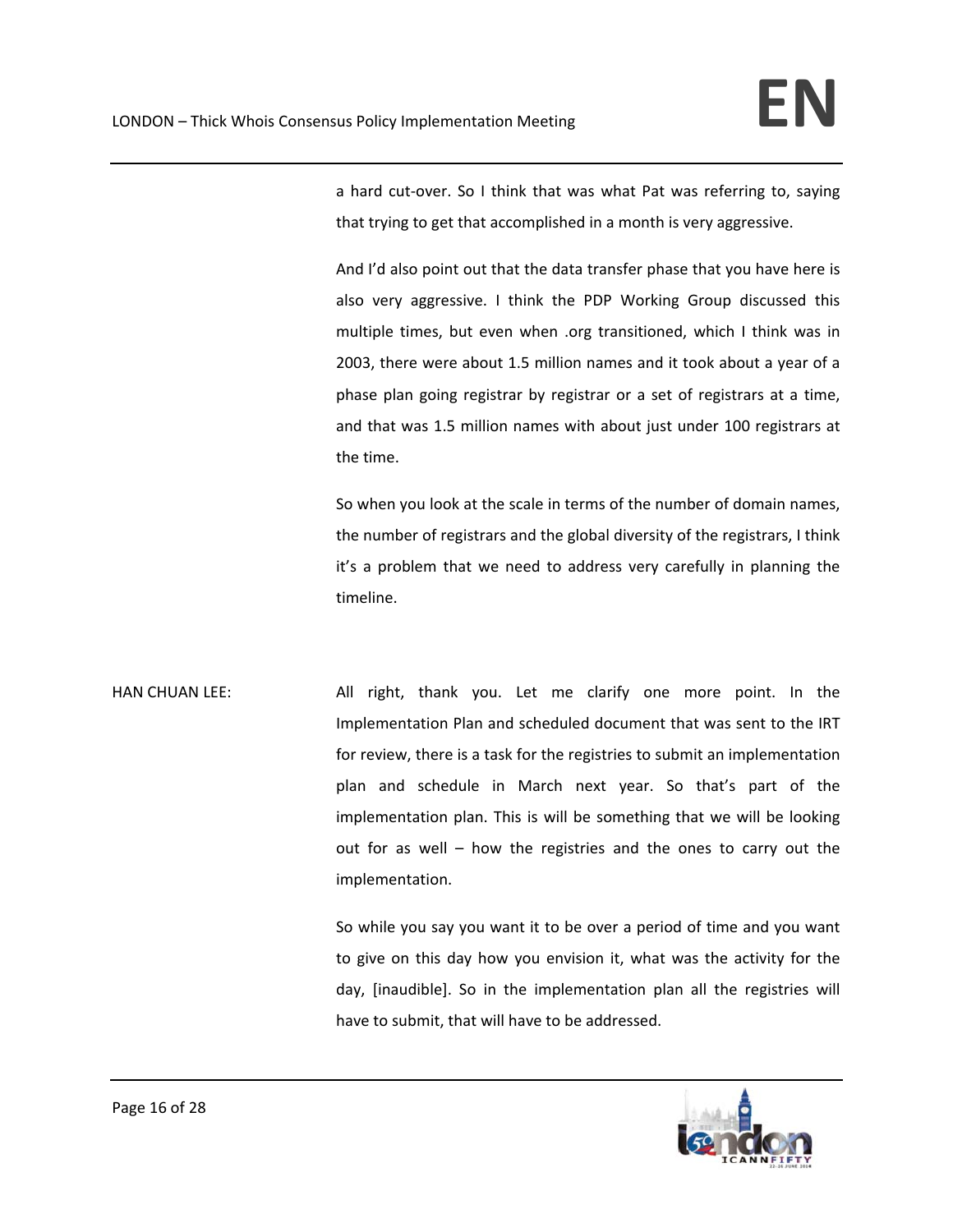a hard cut-over. So I think that was what Pat was referring to, saying that trying to get that accomplished in a month is very aggressive.

And I'd also point out that the data transfer phase that you have here is also very aggressive. I think the PDP Working Group discussed this multiple times, but even when .org transitioned, which I think was in 2003, there were about 1.5 million names and it took about a year of a phase plan going registrar by registrar or a set of registrars at a time, and that was 1.5 million names with about just under 100 registrars at the time.

So when you look at the scale in terms of the number of domain names, the number of registrars and the global diversity of the registrars, I think it's a problem that we need to address very carefully in planning the timeline.

HAN CHUAN LEE: All right, thank you. Let me clarify one more point. In the Implementation Plan and scheduled document that was sent to the IRT for review, there is a task for the registries to submit an implementation plan and schedule in March next year. So that's part of the implementation plan. This is will be something that we will be looking out for as well – how the registries and the ones to carry out the implementation.

So while you say you want it to be over a period of time and you want to give on this day how you envision it, what was the activity for the day, [inaudible]. So in the implementation plan all the registries will have to submit, that will have to be addressed.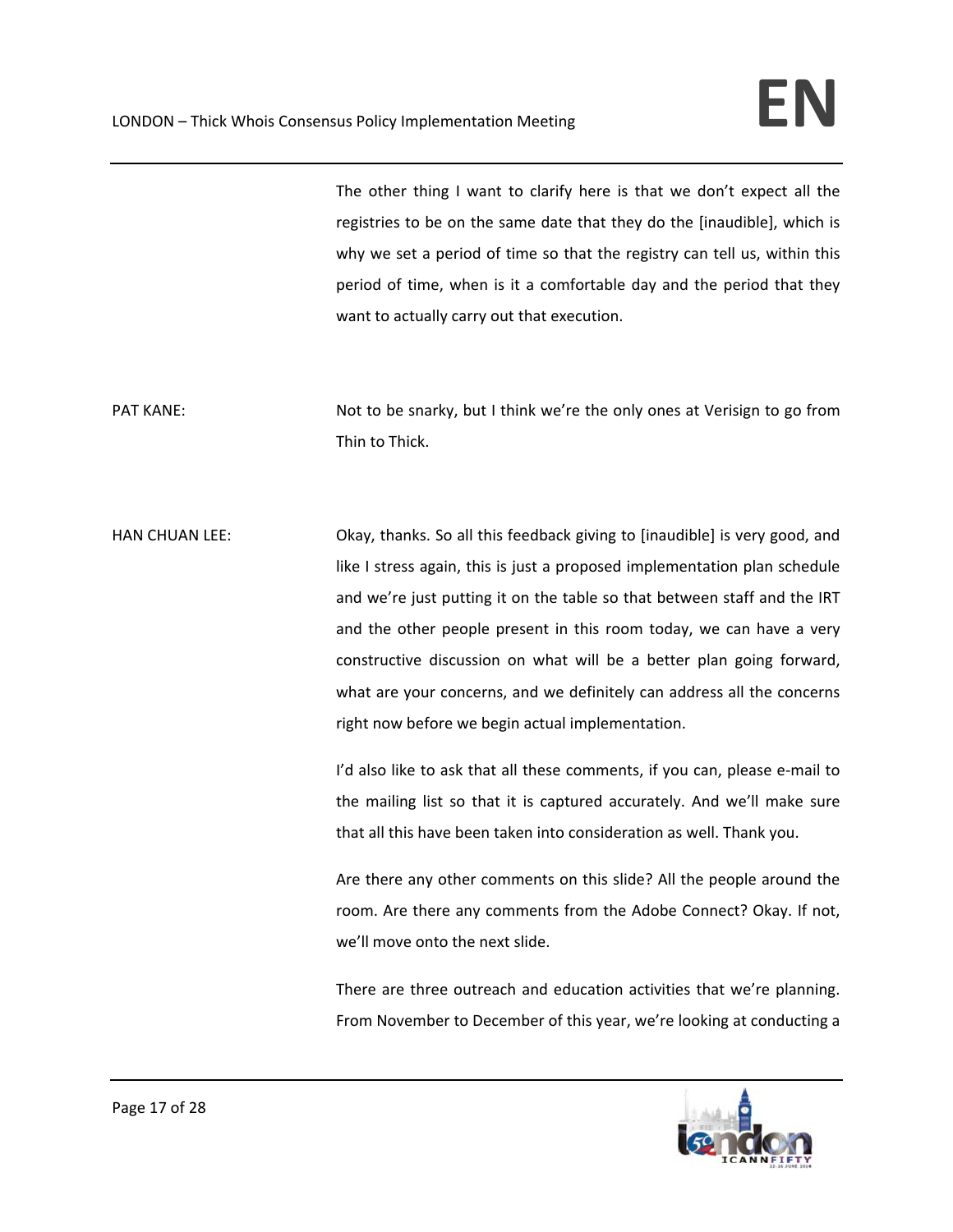The other thing I want to clarify here is that we don't expect all the registries to be on the same date that they do the [inaudible], which is why we set a period of time so that the registry can tell us, within this period of time, when is it a comfortable day and the period that they want to actually carry out that execution.

PAT KANE: Not to be snarky, but I think we're the only ones at Verisign to go from Thin to Thick.

HAN CHUAN LEE: Okay, thanks. So all this feedback giving to [inaudible] is very good, and like I stress again, this is just a proposed implementation plan schedule and we're just putting it on the table so that between staff and the IRT and the other people present in this room today, we can have a very constructive discussion on what will be a better plan going forward, what are your concerns, and we definitely can address all the concerns right now before we begin actual implementation.

I'd also like to ask that all these comments, if you can, please e-mail to the mailing list so that it is captured accurately. And we'll make sure that all this have been taken into consideration as well. Thank you.

Are there any other comments on this slide? All the people around the room. Are there any comments from the Adobe Connect? Okay. If not, we'll move onto the next slide.

There are three outreach and education activities that we're planning. From November to December of this year, we're looking at conducting a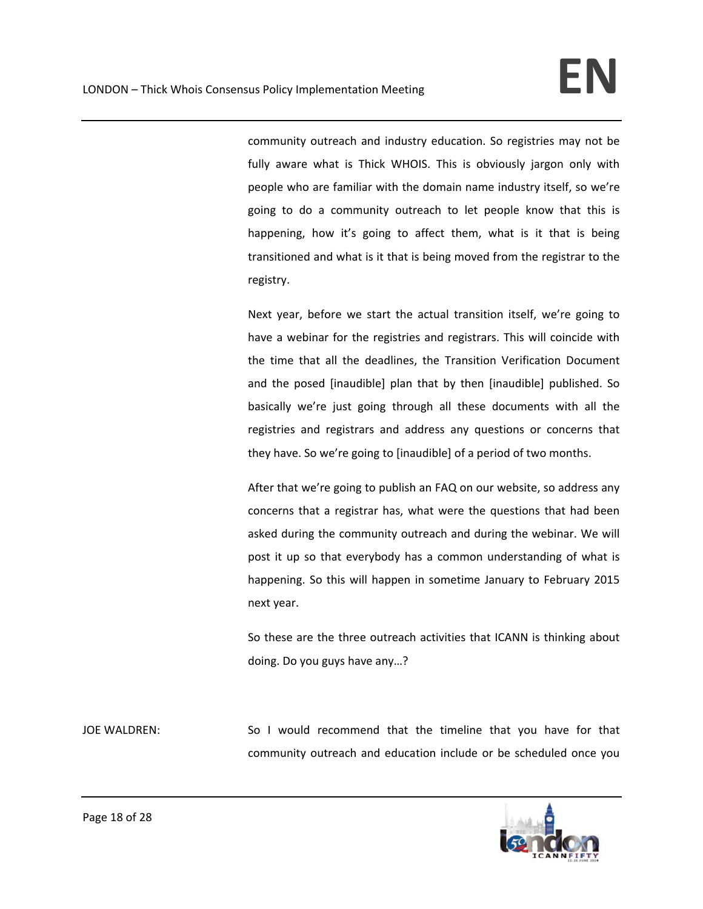community outreach and industry education. So registries may not be fully aware what is Thick WHOIS. This is obviously jargon only with people who are familiar with the domain name industry itself, so we're going to do a community outreach to let people know that this is happening, how it's going to affect them, what is it that is being transitioned and what is it that is being moved from the registrar to the registry.

Next year, before we start the actual transition itself, we're going to have a webinar for the registries and registrars. This will coincide with the time that all the deadlines, the Transition Verification Document and the posed [inaudible] plan that by then [inaudible] published. So basically we're just going through all these documents with all the registries and registrars and address any questions or concerns that they have. So we're going to [inaudible] of a period of two months.

After that we're going to publish an FAQ on our website, so address any concerns that a registrar has, what were the questions that had been asked during the community outreach and during the webinar. We will post it up so that everybody has a common understanding of what is happening. So this will happen in sometime January to February 2015 next year.

So these are the three outreach activities that ICANN is thinking about doing. Do you guys have any…?

JOE WALDREN: So I would recommend that the timeline that you have for that community outreach and education include or be scheduled once you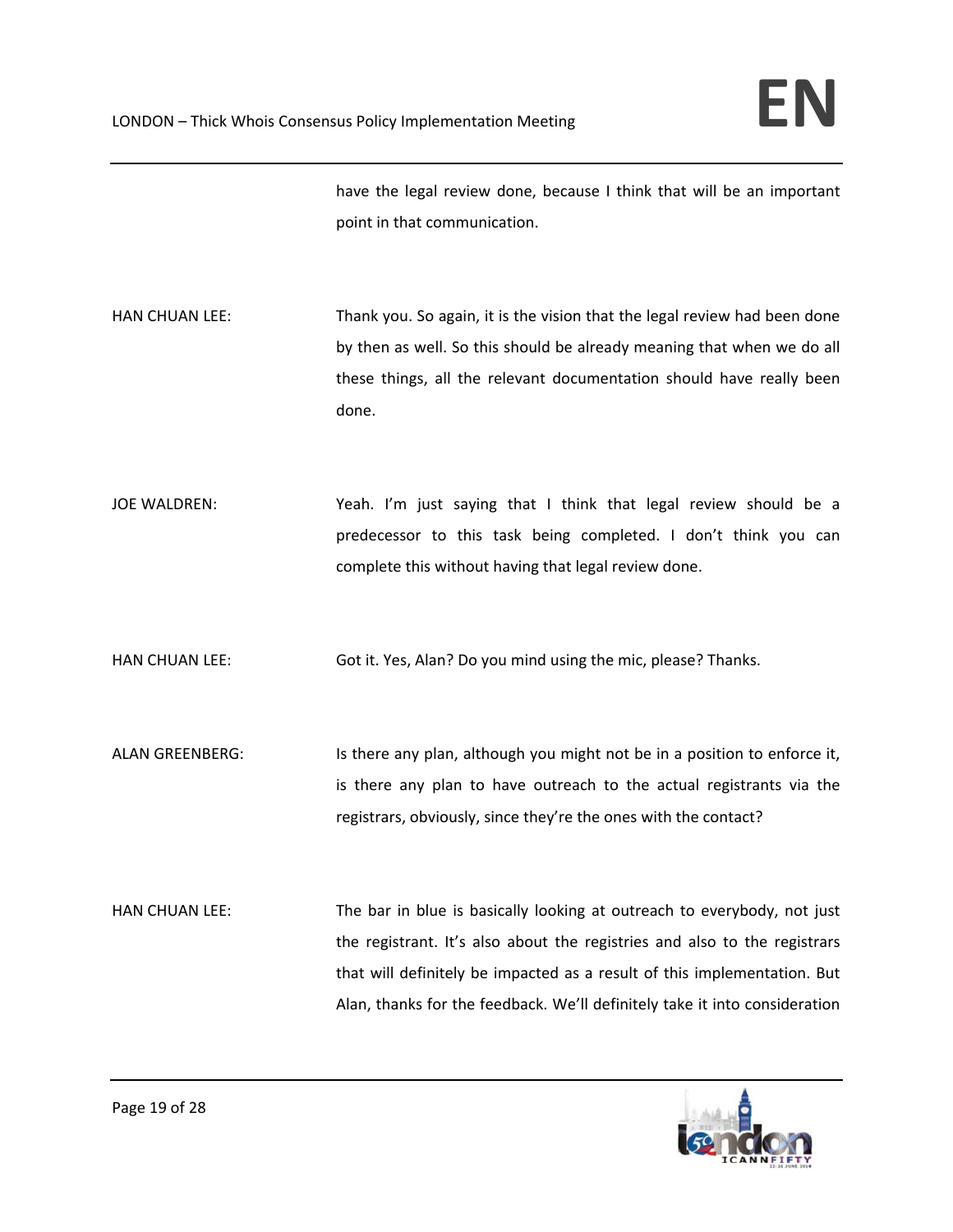have the legal review done, because I think that will be an important point in that communication.

HAN CHUAN LEE: Thank you. So again, it is the vision that the legal review had been done by then as well. So this should be already meaning that when we do all these things, all the relevant documentation should have really been done.

JOE WALDREN: Yeah. I'm just saying that I think that legal review should be a predecessor to this task being completed. I don't think you can complete this without having that legal review done.

HAN CHUAN LEE: Got it. Yes, Alan? Do you mind using the mic, please? Thanks.

ALAN GREENBERG: Is there any plan, although you might not be in a position to enforce it, is there any plan to have outreach to the actual registrants via the registrars, obviously, since they're the ones with the contact?

HAN CHUAN LEE: The bar in blue is basically looking at outreach to everybody, not just the registrant. It's also about the registries and also to the registrars that will definitely be impacted as a result of this implementation. But Alan, thanks for the feedback. We'll definitely take it into consideration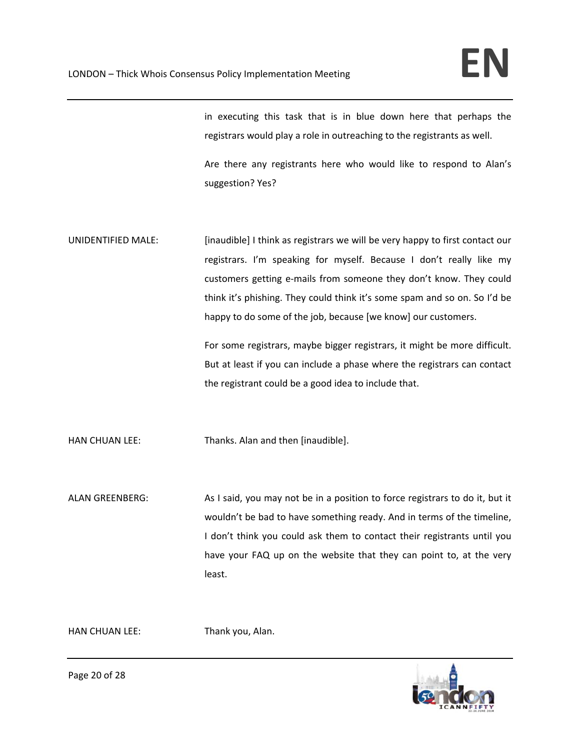in executing this task that is in blue down here that perhaps the registrars would play a role in outreaching to the registrants as well.

Are there any registrants here who would like to respond to Alan's suggestion? Yes?

UNIDENTIFIED MALE: [inaudible] I think as registrars we will be very happy to first contact our registrars. I'm speaking for myself. Because I don't really like my customers getting e-mails from someone they don't know. They could think it's phishing. They could think it's some spam and so on. So I'd be happy to do some of the job, because [we know] our customers.

For some registrars, maybe bigger registrars, it might be more difficult. But at least if you can include a phase where the registrars can contact the registrant could be a good idea to include that.

HAN CHUAN LEE: Thanks. Alan and then [inaudible].

ALAN GREENBERG: As I said, you may not be in a position to force registrars to do it, but it wouldn't be bad to have something ready. And in terms of the timeline, I don't think you could ask them to contact their registrants until you have your FAQ up on the website that they can point to, at the very least.

HAN CHUAN LEE: Thank you, Alan.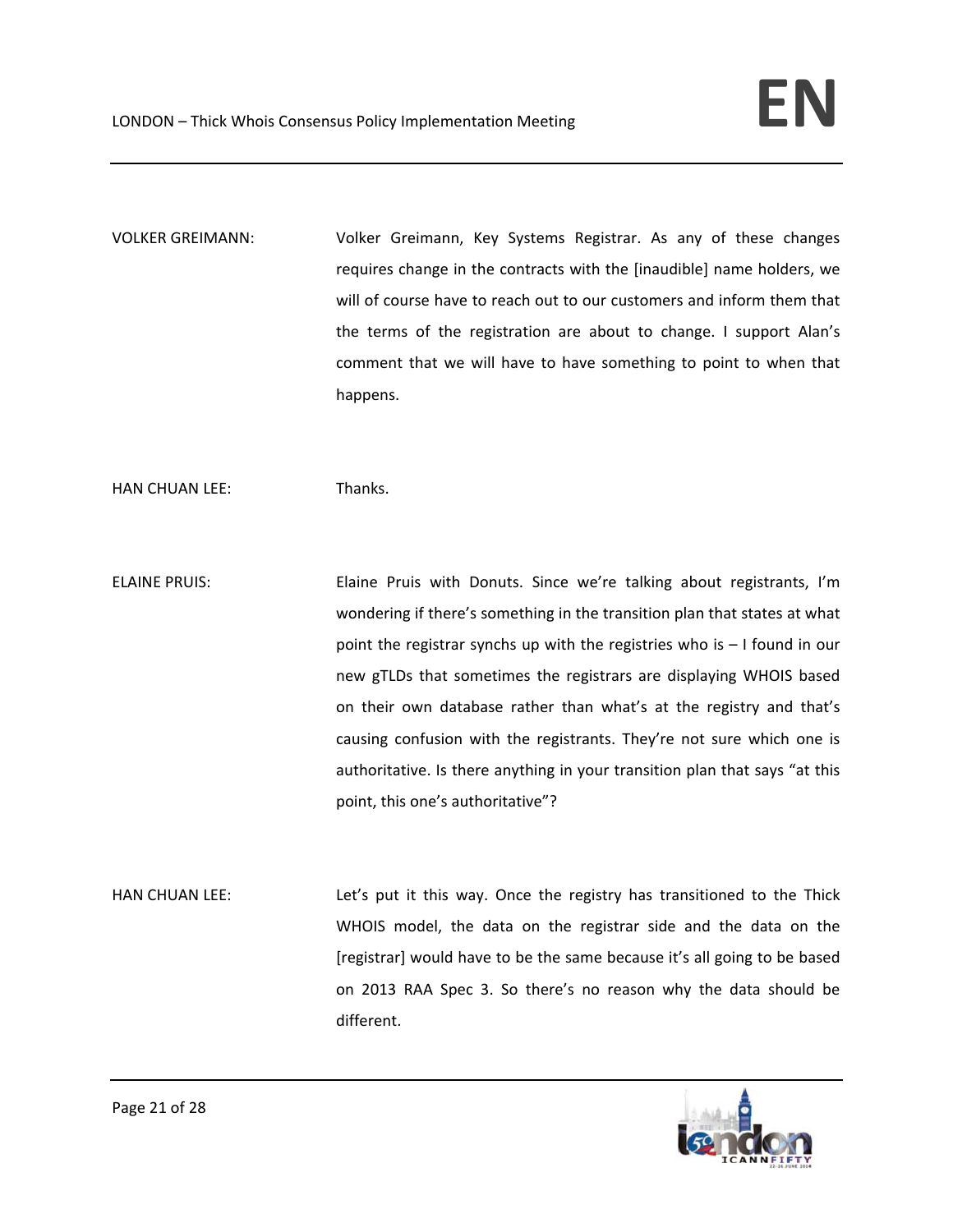VOLKER GREIMANN: Volker Greimann, Key Systems Registrar. As any of these changes requires change in the contracts with the [inaudible] name holders, we will of course have to reach out to our customers and inform them that the terms of the registration are about to change. I support Alan's comment that we will have to have something to point to when that happens.

HAN CHUAN LEE: Thanks.

ELAINE PRUIS: Elaine Pruis with Donuts. Since we're talking about registrants, I'm wondering if there's something in the transition plan that states at what point the registrar synchs up with the registries who is – I found in our new gTLDs that sometimes the registrars are displaying WHOIS based on their own database rather than what's at the registry and that's causing confusion with the registrants. They're not sure which one is authoritative. Is there anything in your transition plan that says "at this point, this one's authoritative"?

HAN CHUAN LEE: Let's put it this way. Once the registry has transitioned to the Thick WHOIS model, the data on the registrar side and the data on the [registrar] would have to be the same because it's all going to be based on 2013 RAA Spec 3. So there's no reason why the data should be different.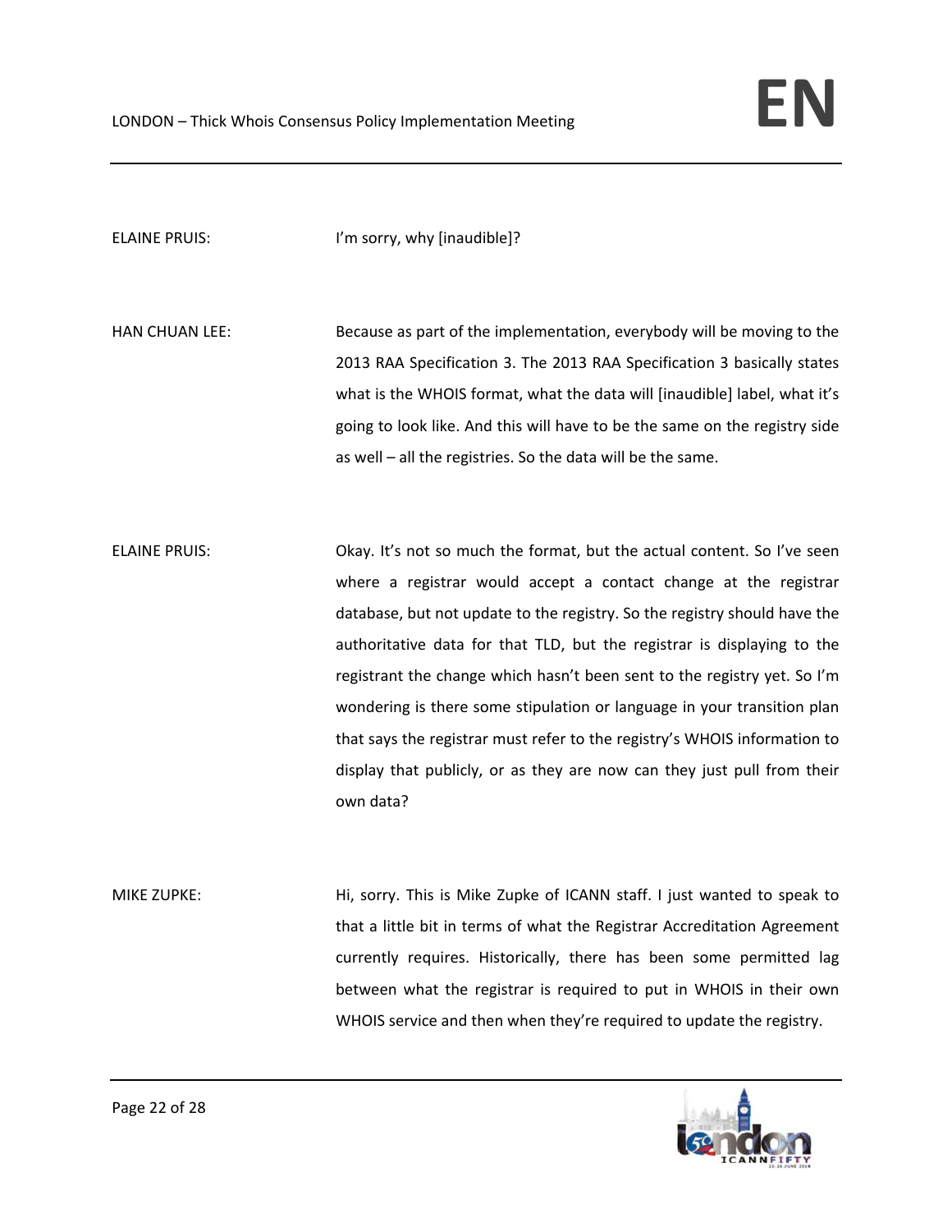ELAINE PRUIS: I'm sorry, why [inaudible]?

HAN CHUAN LEE: Because as part of the implementation, everybody will be moving to the 2013 RAA Specification 3. The 2013 RAA Specification 3 basically states what is the WHOIS format, what the data will [inaudible] label, what it's going to look like. And this will have to be the same on the registry side as well – all the registries. So the data will be the same.

ELAINE PRUIS: Okay. It's not so much the format, but the actual content. So I've seen where a registrar would accept a contact change at the registrar database, but not update to the registry. So the registry should have the authoritative data for that TLD, but the registrar is displaying to the registrant the change which hasn't been sent to the registry yet. So I'm wondering is there some stipulation or language in your transition plan that says the registrar must refer to the registry's WHOIS information to display that publicly, or as they are now can they just pull from their own data?

MIKE ZUPKE: Hi, sorry. This is Mike Zupke of ICANN staff. I just wanted to speak to that a little bit in terms of what the Registrar Accreditation Agreement currently requires. Historically, there has been some permitted lag between what the registrar is required to put in WHOIS in their own WHOIS service and then when they're required to update the registry.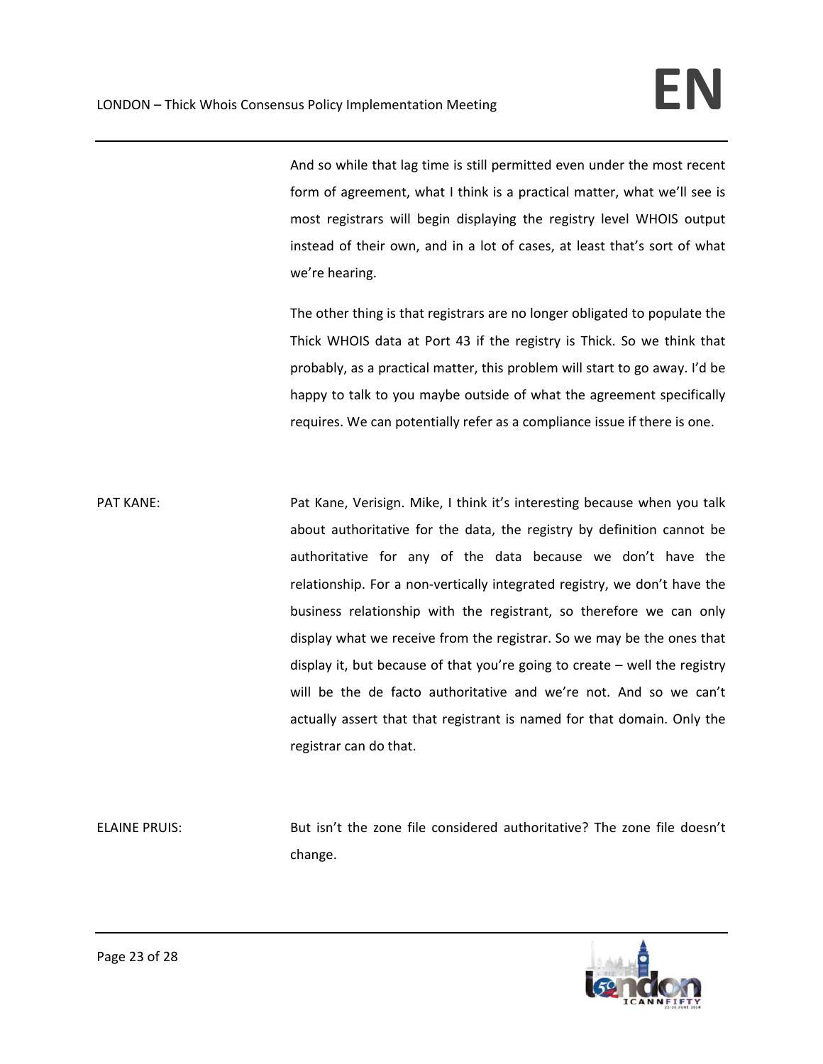And so while that lag time is still permitted even under the most recent form of agreement, what I think is a practical matter, what we'll see is most registrars will begin displaying the registry level WHOIS output instead of their own, and in a lot of cases, at least that's sort of what we're hearing.

The other thing is that registrars are no longer obligated to populate the Thick WHOIS data at Port 43 if the registry is Thick. So we think that probably, as a practical matter, this problem will start to go away. I'd be happy to talk to you maybe outside of what the agreement specifically requires. We can potentially refer as a compliance issue if there is one.

PAT KANE: Pat Kane, Verisign. Mike, I think it's interesting because when you talk about authoritative for the data, the registry by definition cannot be authoritative for any of the data because we don't have the relationship. For a non-vertically integrated registry, we don't have the business relationship with the registrant, so therefore we can only display what we receive from the registrar. So we may be the ones that display it, but because of that you're going to create – well the registry will be the de facto authoritative and we're not. And so we can't actually assert that that registrant is named for that domain. Only the registrar can do that.

ELAINE PRUIS: But isn't the zone file considered authoritative? The zone file doesn't change.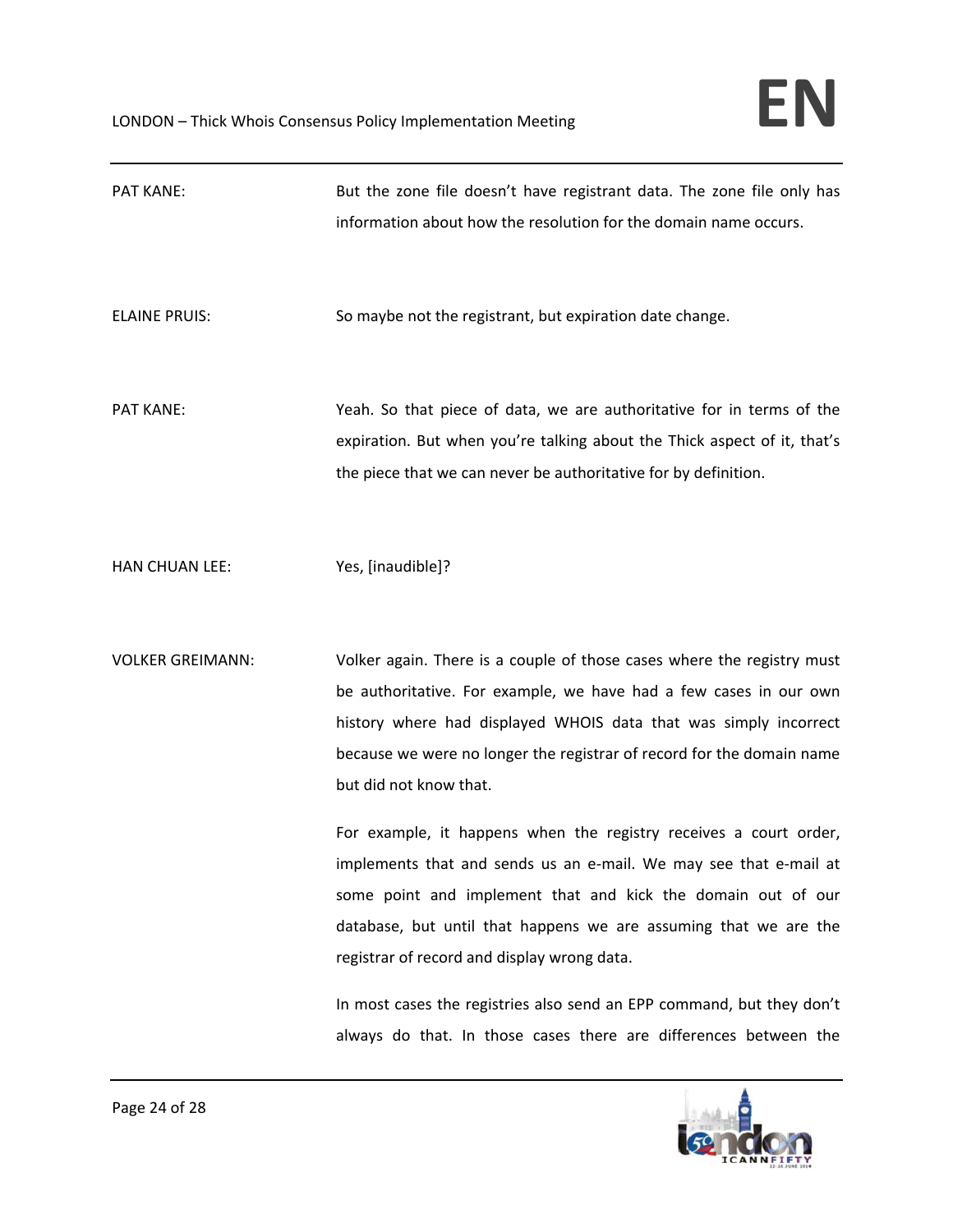PAT KANE: But the zone file doesn't have registrant data. The zone file only has information about how the resolution for the domain name occurs.

ELAINE PRUIS: So maybe not the registrant, but expiration date change.

PAT KANE: Yeah. So that piece of data, we are authoritative for in terms of the expiration. But when you're talking about the Thick aspect of it, that's the piece that we can never be authoritative for by definition.

HAN CHUAN LEE: Yes, [inaudible]?

VOLKER GREIMANN: Volker again. There is a couple of those cases where the registry must be authoritative. For example, we have had a few cases in our own history where had displayed WHOIS data that was simply incorrect because we were no longer the registrar of record for the domain name but did not know that.

For example, it happens when the registry receives a court order, implements that and sends us an e-mail. We may see that e-mail at some point and implement that and kick the domain out of our database, but until that happens we are assuming that we are the registrar of record and display wrong data.

In most cases the registries also send an EPP command, but they don't always do that. In those cases there are differences between the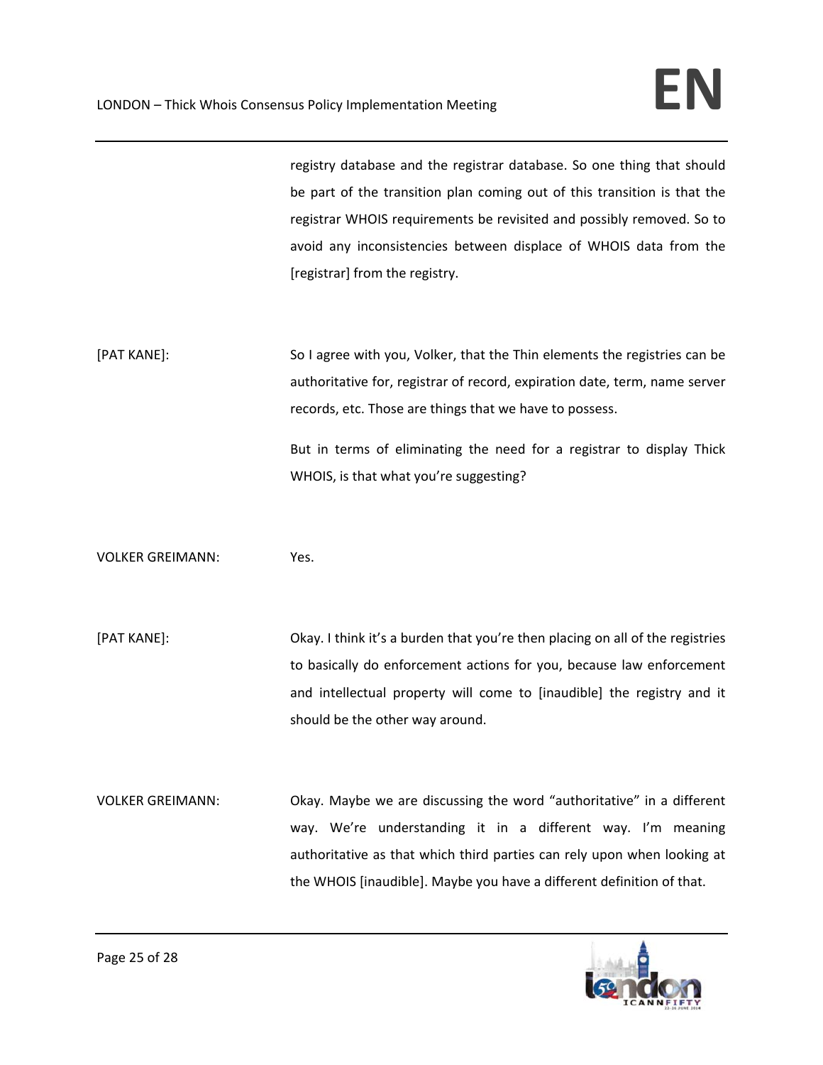registry database and the registrar database. So one thing that should be part of the transition plan coming out of this transition is that the registrar WHOIS requirements be revisited and possibly removed. So to avoid any inconsistencies between displace of WHOIS data from the [registrar] from the registry.

[PAT KANE]: So I agree with you, Volker, that the Thin elements the registries can be authoritative for, registrar of record, expiration date, term, name server records, etc. Those are things that we have to possess.

But in terms of eliminating the need for a registrar to display Thick WHOIS, is that what you're suggesting?

VOLKER GREIMANN: Yes.

[PAT KANE]: Okay. I think it's a burden that you're then placing on all of the registries to basically do enforcement actions for you, because law enforcement and intellectual property will come to [inaudible] the registry and it should be the other way around.

VOLKER GREIMANN: Okay. Maybe we are discussing the word "authoritative" in a different way. We're understanding it in a different way. I'm meaning authoritative as that which third parties can rely upon when looking at the WHOIS [inaudible]. Maybe you have a different definition of that.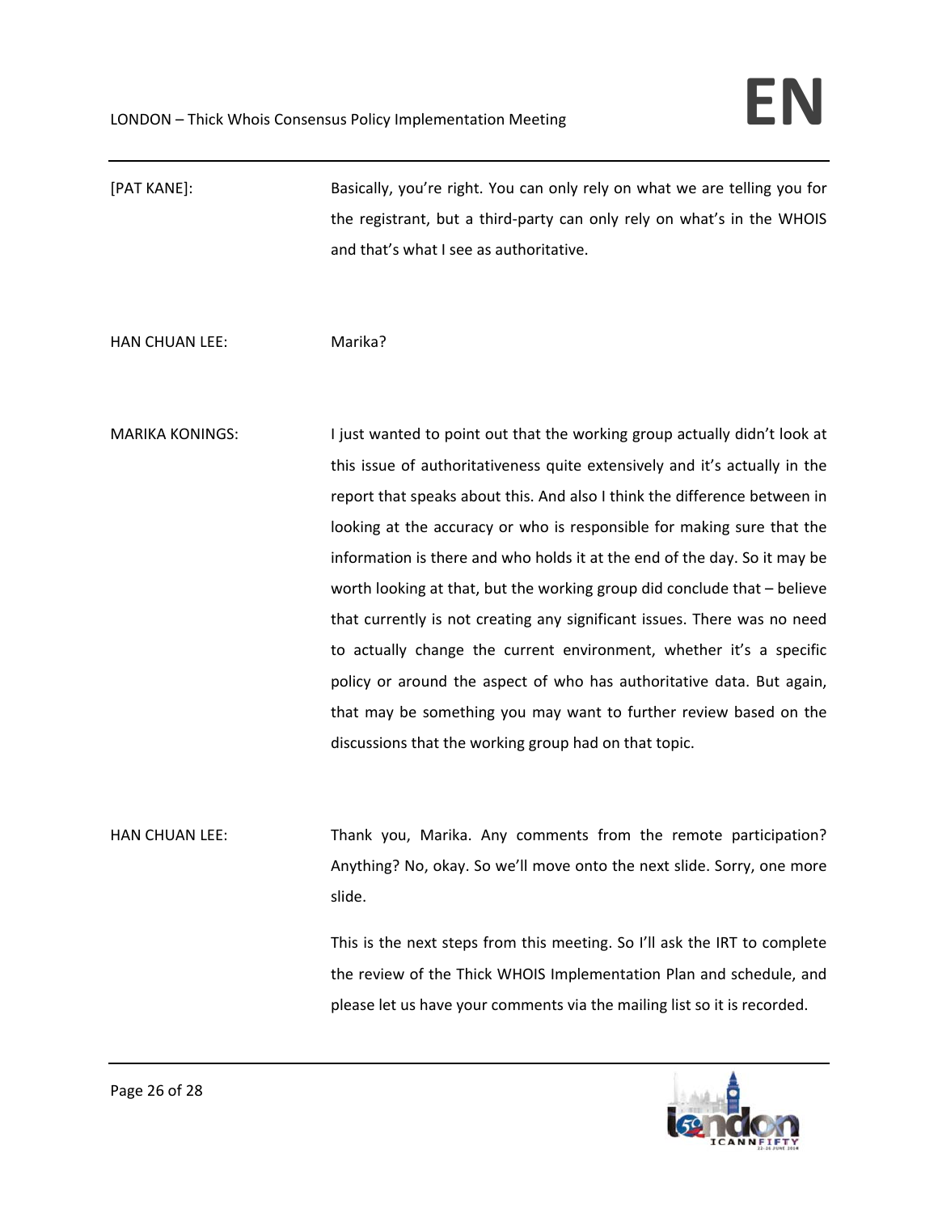[PAT KANE]: Basically, you're right. You can only rely on what we are telling you for the registrant, but a third-party can only rely on what's in the WHOIS and that's what I see as authoritative.

HAN CHUAN LEE: Marika?

MARIKA KONINGS: I just wanted to point out that the working group actually didn't look at this issue of authoritativeness quite extensively and it's actually in the report that speaks about this. And also I think the difference between in looking at the accuracy or who is responsible for making sure that the information is there and who holds it at the end of the day. So it may be worth looking at that, but the working group did conclude that – believe that currently is not creating any significant issues. There was no need to actually change the current environment, whether it's a specific policy or around the aspect of who has authoritative data. But again, that may be something you may want to further review based on the discussions that the working group had on that topic.

HAN CHUAN LEE: Thank you, Marika. Any comments from the remote participation? Anything? No, okay. So we'll move onto the next slide. Sorry, one more slide.

This is the next steps from this meeting. So I'll ask the IRT to complete the review of the Thick WHOIS Implementation Plan and schedule, and please let us have your comments via the mailing list so it is recorded.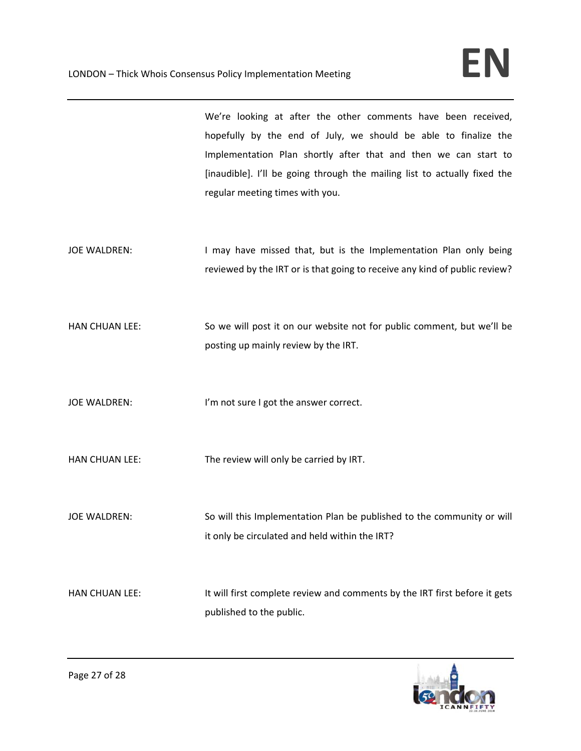We're looking at after the other comments have been received, hopefully by the end of July, we should be able to finalize the Implementation Plan shortly after that and then we can start to [inaudible]. I'll be going through the mailing list to actually fixed the regular meeting times with you.

JOE WALDREN: I may have missed that, but is the Implementation Plan only being reviewed by the IRT or is that going to receive any kind of public review?

HAN CHUAN LEE: So we will post it on our website not for public comment, but we'll be posting up mainly review by the IRT.

JOE WALDREN: I'm not sure I got the answer correct.

HAN CHUAN LEE: The review will only be carried by IRT.

JOE WALDREN: So will this Implementation Plan be published to the community or will it only be circulated and held within the IRT?

HAN CHUAN LEE: It will first complete review and comments by the IRT first before it gets published to the public.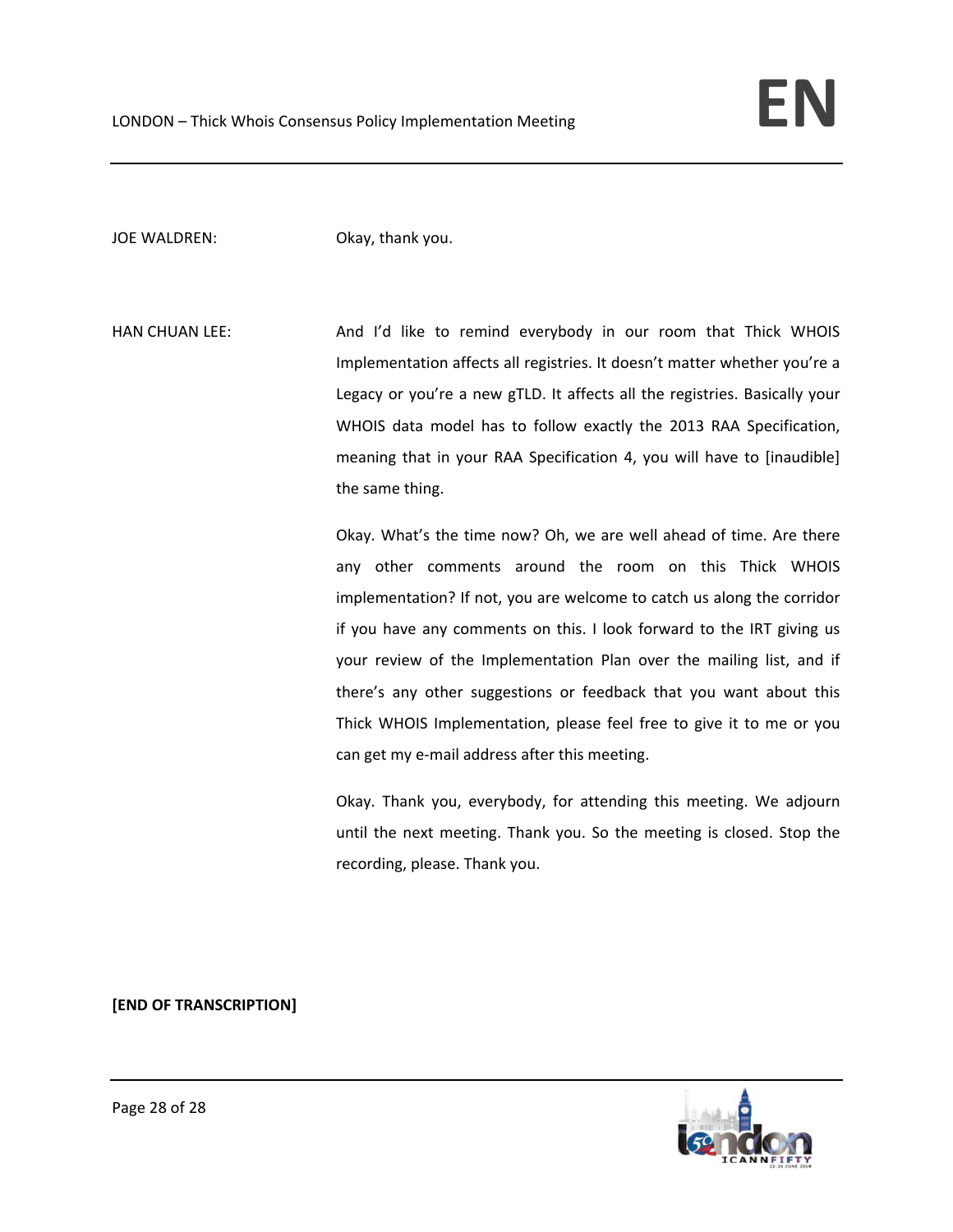JOE WALDREN: Okay, thank you.

HAN CHUAN LEE: And I'd like to remind everybody in our room that Thick WHOIS Implementation affects all registries. It doesn't matter whether you're a Legacy or you're a new gTLD. It affects all the registries. Basically your WHOIS data model has to follow exactly the 2013 RAA Specification, meaning that in your RAA Specification 4, you will have to [inaudible] the same thing.

Okay. What's the time now? Oh, we are well ahead of time. Are there any other comments around the room on this Thick WHOIS implementation? If not, you are welcome to catch us along the corridor if you have any comments on this. I look forward to the IRT giving us your review of the Implementation Plan over the mailing list, and if there's any other suggestions or feedback that you want about this Thick WHOIS Implementation, please feel free to give it to me or you can get my e-mail address after this meeting.

Okay. Thank you, everybody, for attending this meeting. We adjourn until the next meeting. Thank you. So the meeting is closed. Stop the recording, please. Thank you.

**[END OF TRANSCRIPTION]**